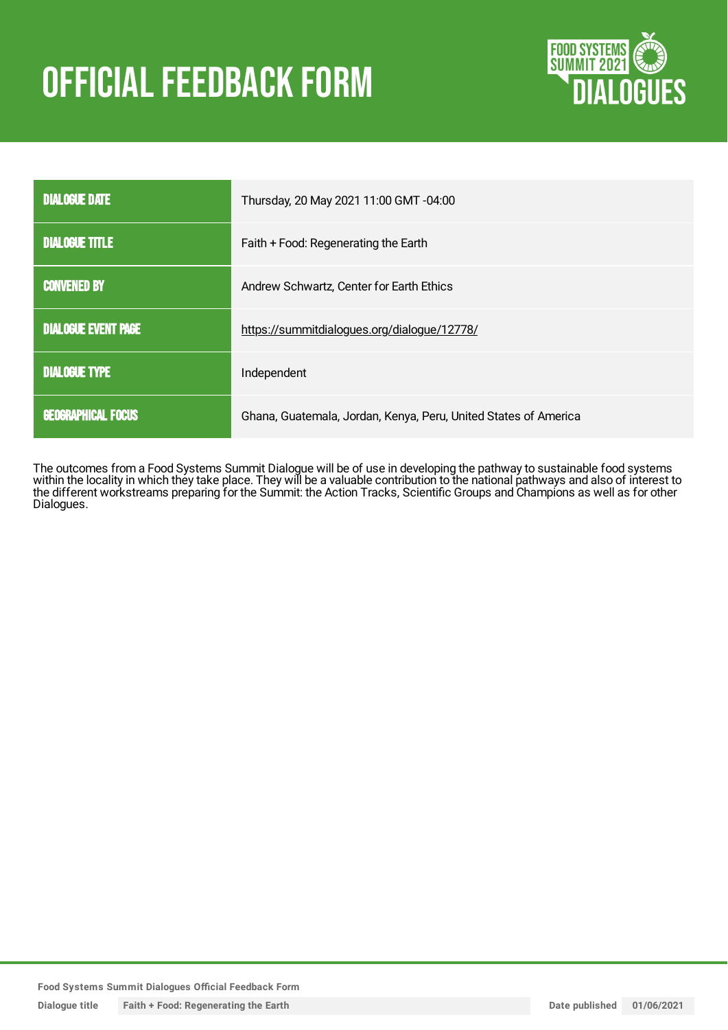# OFFICIAL FEEDBACK FORM

| | |
|---|---|
| DIALOGUE DATE | Thursday, 20 May 2021 11:00 GMT -04:00 |
| DIALOGUE TITLE | Faith + Food: Regenerating the Earth |
| CONVENED BY | Andrew Schwartz, Center for Earth Ethics |
| DIALOGUE EVENT PAGE | https://summitdialogues.org/dialogue/12778/ |
| DIALOGUE TYPE | Independent |
| GEOGRAPHICAL FOCUS | Ghana, Guatemala, Jordan, Kenya, Peru, United States of America |

The outcomes from a Food Systems Summit Dialogue will be of use in developing the pathway to sustainable food systems within the locality in which they take place. They will be a valuable contribution to the national pathways and also of interest to the different workstreams preparing for the Summit: the Action Tracks, Scientific Groups and Champions as well as for other Dialogues.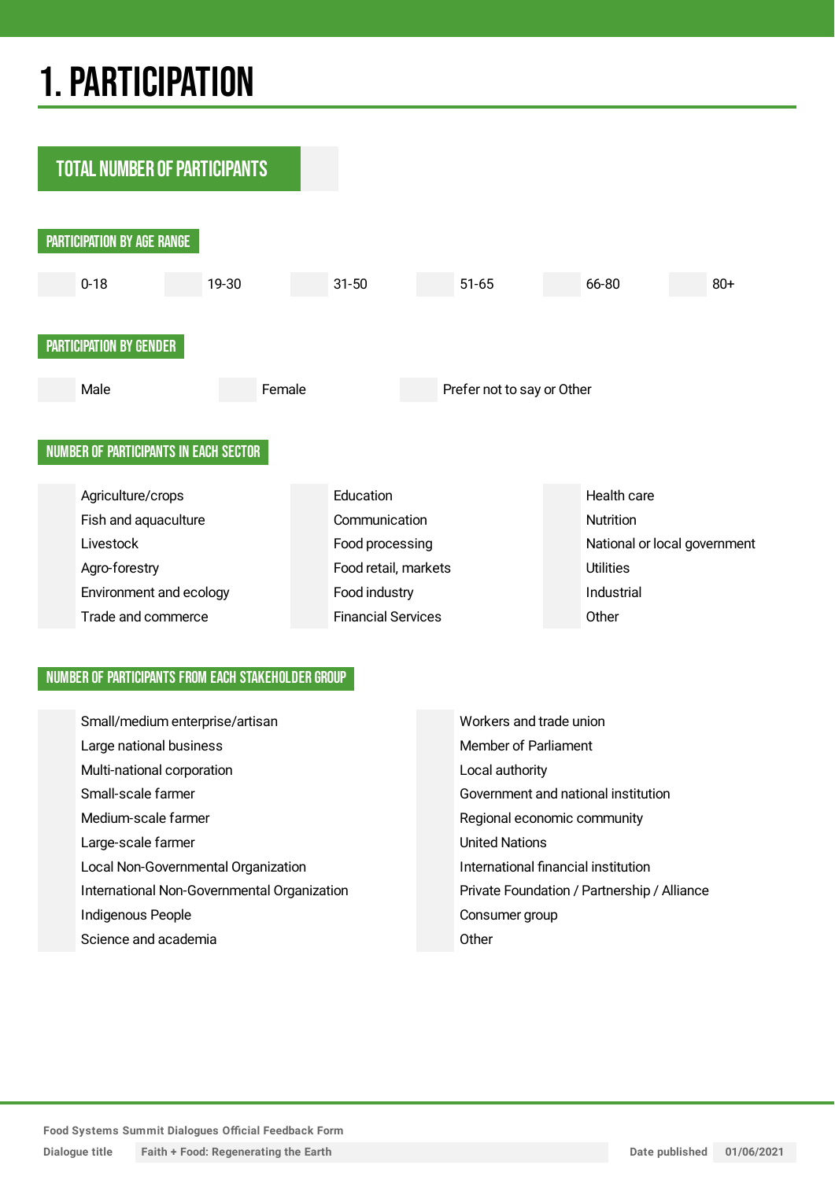# 1. PARTICIPATION

## TOTAL NUMBER OF PARTICIPANTS

### PARTICIPATION BY AGE RANGE

0-18 | 19-30 | 31-50 | 51-65 | 66-80 | 80+

### PARTICIPATION BY GENDER

Male | Female | Prefer not to say or Other

### NUMBER OF PARTICIPANTS IN EACH SECTOR

Agriculture/crops
Fish and aquaculture
Livestock
Agro-forestry
Environment and ecology
Trade and commerce

Education
Communication
Food processing
Food retail, markets
Food industry
Financial Services

Health care
Nutrition
National or local government
Utilities
Industrial
Other

### NUMBER OF PARTICIPANTS FROM EACH STAKEHOLDER GROUP

Small/medium enterprise/artisan
Large national business
Multi-national corporation
Small-scale farmer
Medium-scale farmer
Large-scale farmer
Local Non-Governmental Organization
International Non-Governmental Organization
Indigenous People
Science and academia

Workers and trade union
Member of Parliament
Local authority
Government and national institution
Regional economic community
United Nations
International financial institution
Private Foundation / Partnership / Alliance
Consumer group
Other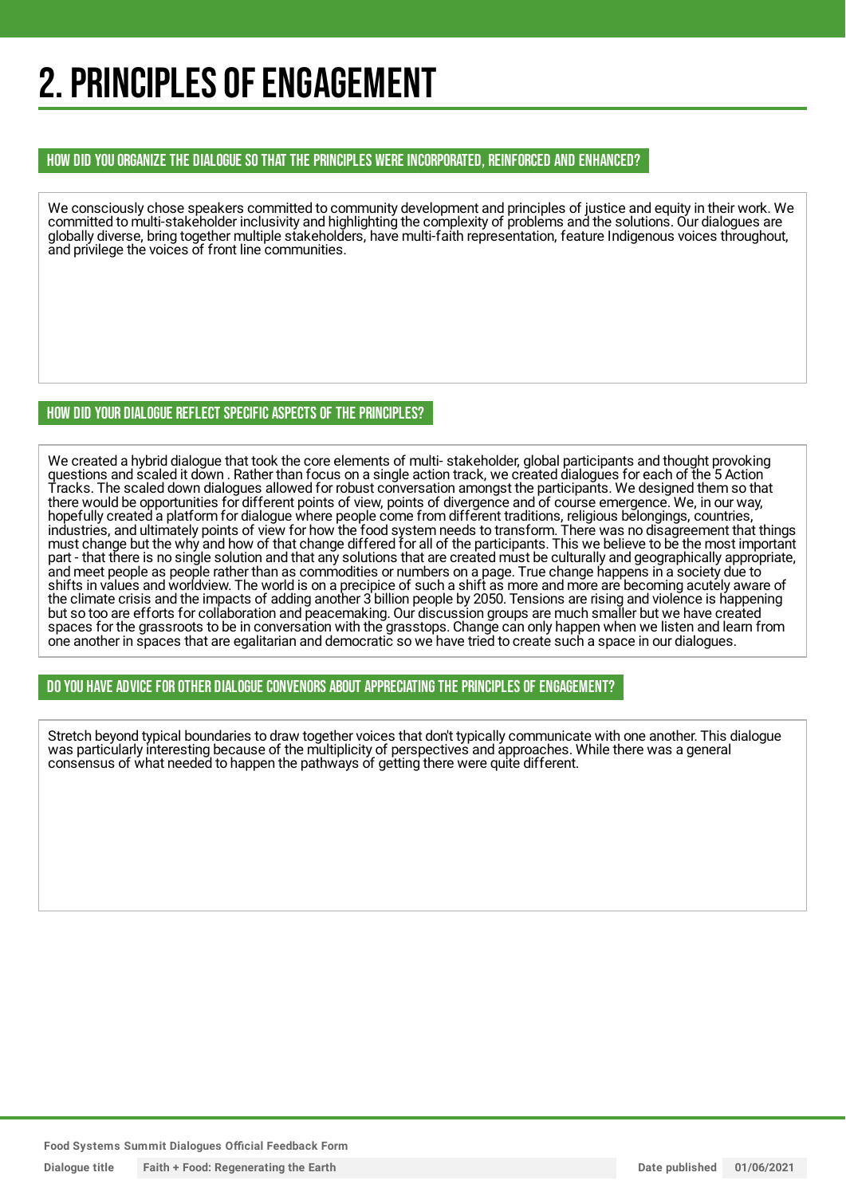# 2. PRINCIPLES OF ENGAGEMENT

## HOW DID YOU ORGANIZE THE DIALOGUE SO THAT THE PRINCIPLES WERE INCORPORATED, REINFORCED AND ENHANCED?

We consciously chose speakers committed to community development and principles of justice and equity in their work. We committed to multi-stakeholder inclusivity and highlighting the complexity of problems and the solutions. Our dialogues are globally diverse, bring together multiple stakeholders, have multi-faith representation, feature Indigenous voices throughout, and privilege the voices of front line communities.

## HOW DID YOUR DIALOGUE REFLECT SPECIFIC ASPECTS OF THE PRINCIPLES?

We created a hybrid dialogue that took the core elements of multi- stakeholder, global participants and thought provoking questions and scaled it down . Rather than focus on a single action track, we created dialogues for each of the 5 Action Tracks. The scaled down dialogues allowed for robust conversation amongst the participants. We designed them so that there would be opportunities for different points of view, points of divergence and of course emergence. We, in our way, hopefully created a platform for dialogue where people come from different traditions, religious belongings, countries, industries, and ultimately points of view for how the food system needs to transform. There was no disagreement that things must change but the why and how of that change differed for all of the participants. This we believe to be the most important part - that there is no single solution and that any solutions that are created must be culturally and geographically appropriate, and meet people as people rather than as commodities or numbers on a page. True change happens in a society due to shifts in values and worldview. The world is on a precipice of such a shift as more and more are becoming acutely aware of the climate crisis and the impacts of adding another 3 billion people by 2050. Tensions are rising and violence is happening but so too are efforts for collaboration and peacemaking. Our discussion groups are much smaller but we have created spaces for the grassroots to be in conversation with the grasstops. Change can only happen when we listen and learn from one another in spaces that are egalitarian and democratic so we have tried to create such a space in our dialogues.

## DO YOU HAVE ADVICE FOR OTHER DIALOGUE CONVENORS ABOUT APPRECIATING THE PRINCIPLES OF ENGAGEMENT?

Stretch beyond typical boundaries to draw together voices that don't typically communicate with one another. This dialogue was particularly interesting because of the multiplicity of perspectives and approaches. While there was a general consensus of what needed to happen the pathways of getting there were quite different.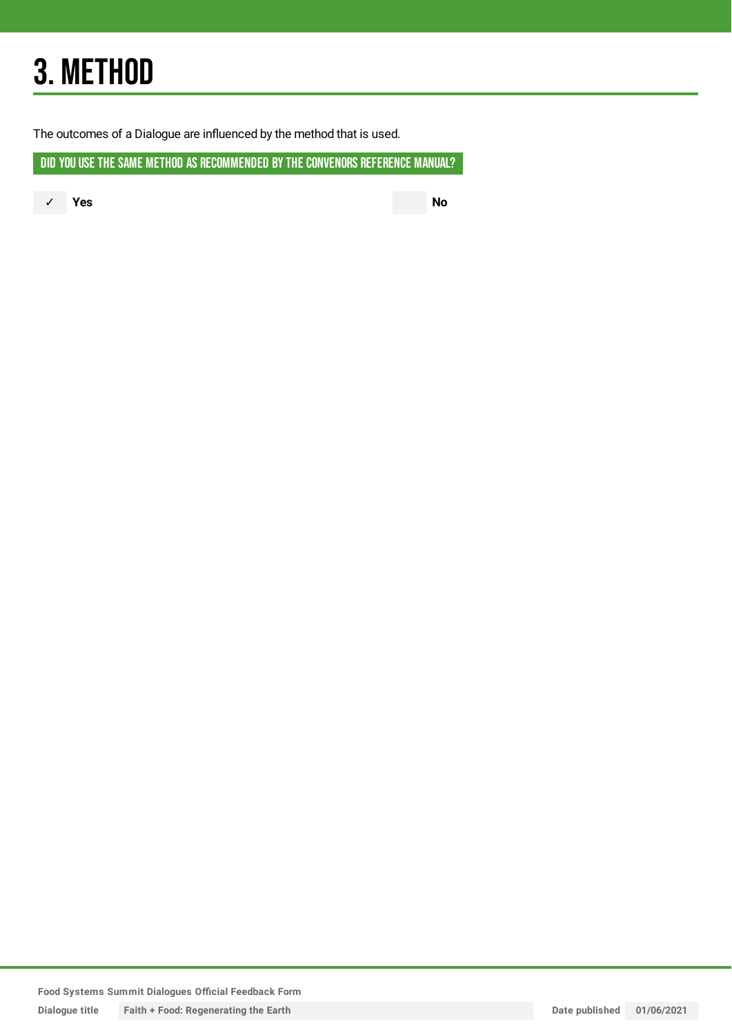# 3. METHOD

The outcomes of a Dialogue are influenced by the method that is used.

## DID YOU USE THE SAME METHOD AS RECOMMENDED BY THE CONVENORS REFERENCE MANUAL?

✓ **Yes**

**No**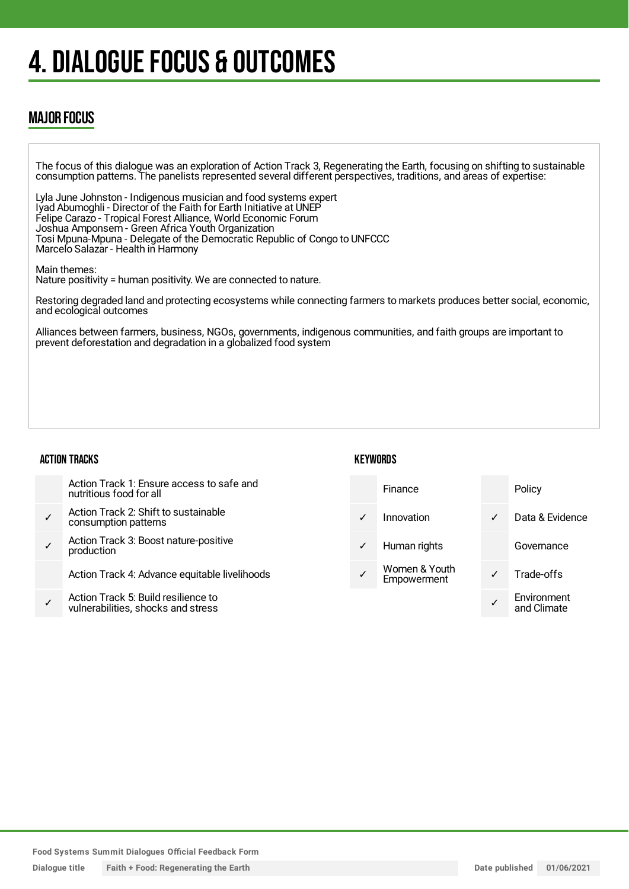# 4. DIALOGUE FOCUS & OUTCOMES

## MAJOR FOCUS

The focus of this dialogue was an exploration of Action Track 3, Regenerating the Earth, focusing on shifting to sustainable consumption patterns. The panelists represented several different perspectives, traditions, and areas of expertise:

Lyla June Johnston - Indigenous musician and food systems expert
Iyad Abumoghli - Director of the Faith for Earth Initiative at UNEP
Felipe Carazo - Tropical Forest Alliance, World Economic Forum
Joshua Amponsem - Green Africa Youth Organization
Tosi Mpuna-Mpuna - Delegate of the Democratic Republic of Congo to UNFCCC
Marcelo Salazar - Health in Harmony

Main themes:
Nature positivity = human positivity. We are connected to nature.

Restoring degraded land and protecting ecosystems while connecting farmers to markets produces better social, economic, and ecological outcomes

Alliances between farmers, business, NGOs, governments, indigenous communities, and faith groups are important to prevent deforestation and degradation in a globalized food system

### ACTION TRACKS

| | |
|---|---|
| | Action Track 1: Ensure access to safe and nutritious food for all |
| ✓ | Action Track 2: Shift to sustainable consumption patterns |
| ✓ | Action Track 3: Boost nature-positive production |
| | Action Track 4: Advance equitable livelihoods |
| ✓ | Action Track 5: Build resilience to vulnerabilities, shocks and stress |

### KEYWORDS

| | | | |
|---|---|---|---|
| | Finance | | Policy |
| ✓ | Innovation | ✓ | Data & Evidence |
| ✓ | Human rights | | Governance |
| ✓ | Women & Youth Empowerment | ✓ | Trade-offs |
| | | ✓ | Environment and Climate |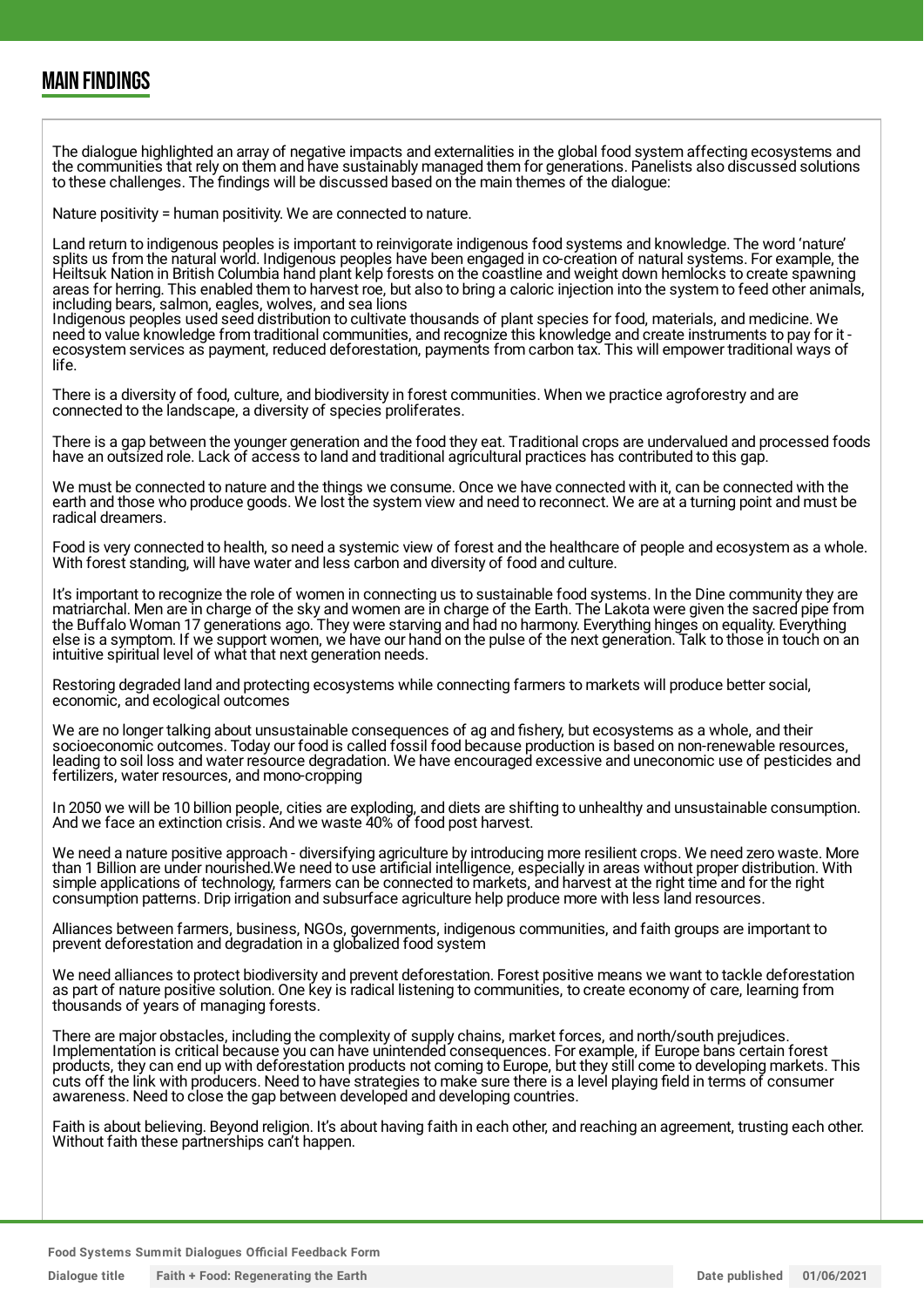## MAIN FINDINGS

The dialogue highlighted an array of negative impacts and externalities in the global food system affecting ecosystems and the communities that rely on them and have sustainably managed them for generations. Panelists also discussed solutions to these challenges. The findings will be discussed based on the main themes of the dialogue:

Nature positivity = human positivity. We are connected to nature.

Land return to indigenous peoples is important to reinvigorate indigenous food systems and knowledge. The word 'nature' splits us from the natural world. Indigenous peoples have been engaged in co-creation of natural systems. For example, the Heiltsuk Nation in British Columbia hand plant kelp forests on the coastline and weight down hemlocks to create spawning areas for herring. This enabled them to harvest roe, but also to bring a caloric injection into the system to feed other animals, including bears, salmon, eagles, wolves, and sea lions
Indigenous peoples used seed distribution to cultivate thousands of plant species for food, materials, and medicine. We need to value knowledge from traditional communities, and recognize this knowledge and create instruments to pay for it - ecosystem services as payment, reduced deforestation, payments from carbon tax. This will empower traditional ways of life.

There is a diversity of food, culture, and biodiversity in forest communities. When we practice agroforestry and are connected to the landscape, a diversity of species proliferates.

There is a gap between the younger generation and the food they eat. Traditional crops are undervalued and processed foods have an outsized role. Lack of access to land and traditional agricultural practices has contributed to this gap.

We must be connected to nature and the things we consume. Once we have connected with it, can be connected with the earth and those who produce goods. We lost the system view and need to reconnect. We are at a turning point and must be radical dreamers.

Food is very connected to health, so need a systemic view of forest and the healthcare of people and ecosystem as a whole. With forest standing, will have water and less carbon and diversity of food and culture.

It's important to recognize the role of women in connecting us to sustainable food systems. In the Dine community they are matriarchal. Men are in charge of the sky and women are in charge of the Earth. The Lakota were given the sacred pipe from the Buffalo Woman 17 generations ago. They were starving and had no harmony. Everything hinges on equality. Everything else is a symptom. If we support women, we have our hand on the pulse of the next generation. Talk to those in touch on an intuitive spiritual level of what that next generation needs.

Restoring degraded land and protecting ecosystems while connecting farmers to markets will produce better social, economic, and ecological outcomes

We are no longer talking about unsustainable consequences of ag and fishery, but ecosystems as a whole, and their socioeconomic outcomes. Today our food is called fossil food because production is based on non-renewable resources, leading to soil loss and water resource degradation. We have encouraged excessive and uneconomic use of pesticides and fertilizers, water resources, and mono-cropping

In 2050 we will be 10 billion people, cities are exploding, and diets are shifting to unhealthy and unsustainable consumption. And we face an extinction crisis. And we waste 40% of food post harvest.

We need a nature positive approach - diversifying agriculture by introducing more resilient crops. We need zero waste. More than 1 Billion are under nourished.We need to use artificial intelligence, especially in areas without proper distribution. With simple applications of technology, farmers can be connected to markets, and harvest at the right time and for the right consumption patterns. Drip irrigation and subsurface agriculture help produce more with less land resources.

Alliances between farmers, business, NGOs, governments, indigenous communities, and faith groups are important to prevent deforestation and degradation in a globalized food system

We need alliances to protect biodiversity and prevent deforestation. Forest positive means we want to tackle deforestation as part of nature positive solution. One key is radical listening to communities, to create economy of care, learning from thousands of years of managing forests.

There are major obstacles, including the complexity of supply chains, market forces, and north/south prejudices. Implementation is critical because you can have unintended consequences. For example, if Europe bans certain forest products, they can end up with deforestation products not coming to Europe, but they still come to developing markets. This cuts off the link with producers. Need to have strategies to make sure there is a level playing field in terms of consumer awareness. Need to close the gap between developed and developing countries.

Faith is about believing. Beyond religion. It's about having faith in each other, and reaching an agreement, trusting each other. Without faith these partnerships can't happen.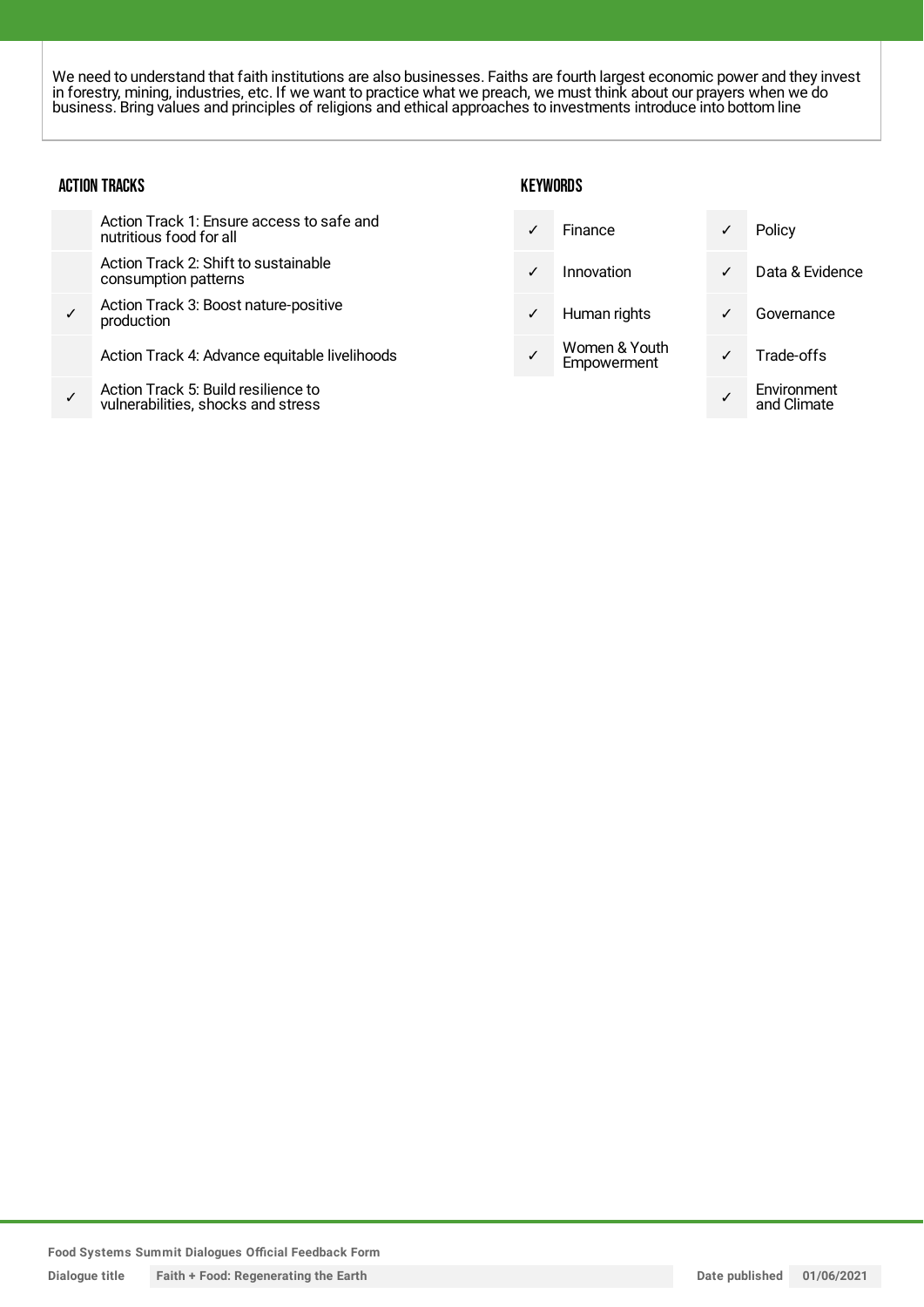We need to understand that faith institutions are also businesses. Faiths are fourth largest economic power and they invest in forestry, mining, industries, etc. If we want to practice what we preach, we must think about our prayers when we do business. Bring values and principles of religions and ethical approaches to investments introduce into bottom line

### ACTION TRACKS

| | |
|---|---|
| | Action Track 1: Ensure access to safe and nutritious food for all |
| | Action Track 2: Shift to sustainable consumption patterns |
| ✓ | Action Track 3: Boost nature-positive production |
| | Action Track 4: Advance equitable livelihoods |
| ✓ | Action Track 5: Build resilience to vulnerabilities, shocks and stress |

### KEYWORDS

| | | | |
|---|---|---|---|
| ✓ | Finance | ✓ | Policy |
| ✓ | Innovation | ✓ | Data & Evidence |
| ✓ | Human rights | ✓ | Governance |
| ✓ | Women & Youth Empowerment | ✓ | Trade-offs |
| | | ✓ | Environment and Climate |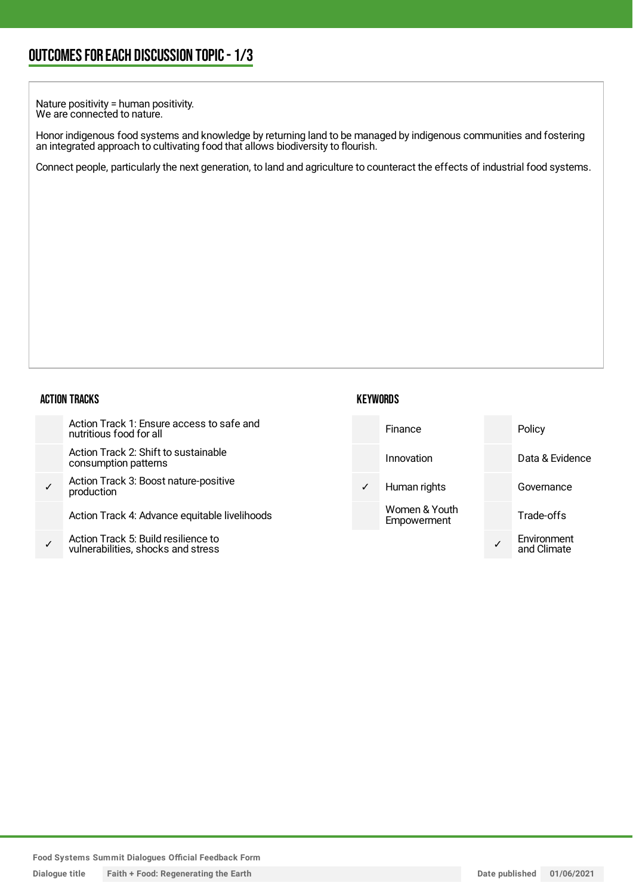## OUTCOMES FOR EACH DISCUSSION TOPIC - 1/3

Nature positivity = human positivity.
We are connected to nature.

Honor indigenous food systems and knowledge by returning land to be managed by indigenous communities and fostering an integrated approach to cultivating food that allows biodiversity to flourish.

Connect people, particularly the next generation, to land and agriculture to counteract the effects of industrial food systems.

### ACTION TRACKS

| | |
|---|---|
| | Action Track 1: Ensure access to safe and nutritious food for all |
| | Action Track 2: Shift to sustainable consumption patterns |
| ✓ | Action Track 3: Boost nature-positive production |
| | Action Track 4: Advance equitable livelihoods |
| ✓ | Action Track 5: Build resilience to vulnerabilities, shocks and stress |

### KEYWORDS

| | | | |
|---|---|---|---|
| | Finance | | Policy |
| | Innovation | | Data & Evidence |
| ✓ | Human rights | | Governance |
| | Women & Youth Empowerment | | Trade-offs |
| | | ✓ | Environment and Climate |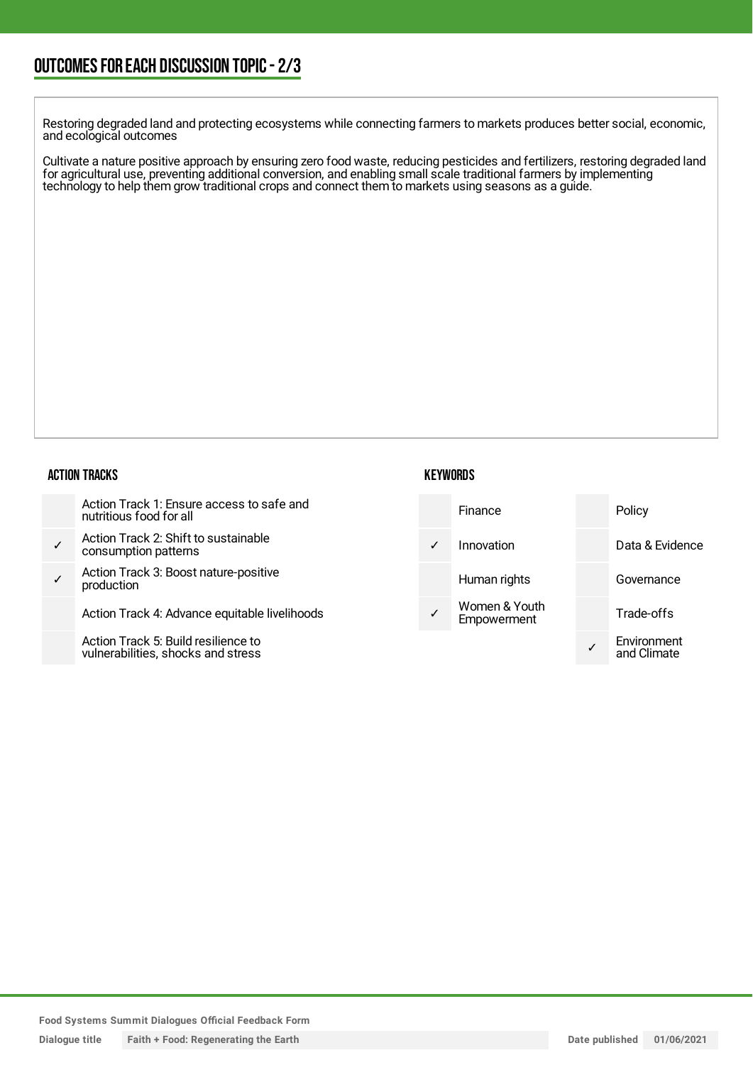## OUTCOMES FOR EACH DISCUSSION TOPIC - 2/3

Restoring degraded land and protecting ecosystems while connecting farmers to markets produces better social, economic, and ecological outcomes

Cultivate a nature positive approach by ensuring zero food waste, reducing pesticides and fertilizers, restoring degraded land for agricultural use, preventing additional conversion, and enabling small scale traditional farmers by implementing technology to help them grow traditional crops and connect them to markets using seasons as a guide.

### ACTION TRACKS

| | |
|---|---|
| | Action Track 1: Ensure access to safe and nutritious food for all |
| ✓ | Action Track 2: Shift to sustainable consumption patterns |
| ✓ | Action Track 3: Boost nature-positive production |
| | Action Track 4: Advance equitable livelihoods |
| | Action Track 5: Build resilience to vulnerabilities, shocks and stress |

### KEYWORDS

| | | | |
|---|---|---|---|
| | Finance | | Policy |
| ✓ | Innovation | | Data & Evidence |
| | Human rights | | Governance |
| ✓ | Women & Youth Empowerment | | Trade-offs |
| | | ✓ | Environment and Climate |

Food Systems Summit Dialogues Official Feedback Form

Dialogue title: Faith + Food: Regenerating the Earth | Date published: 01/06/2021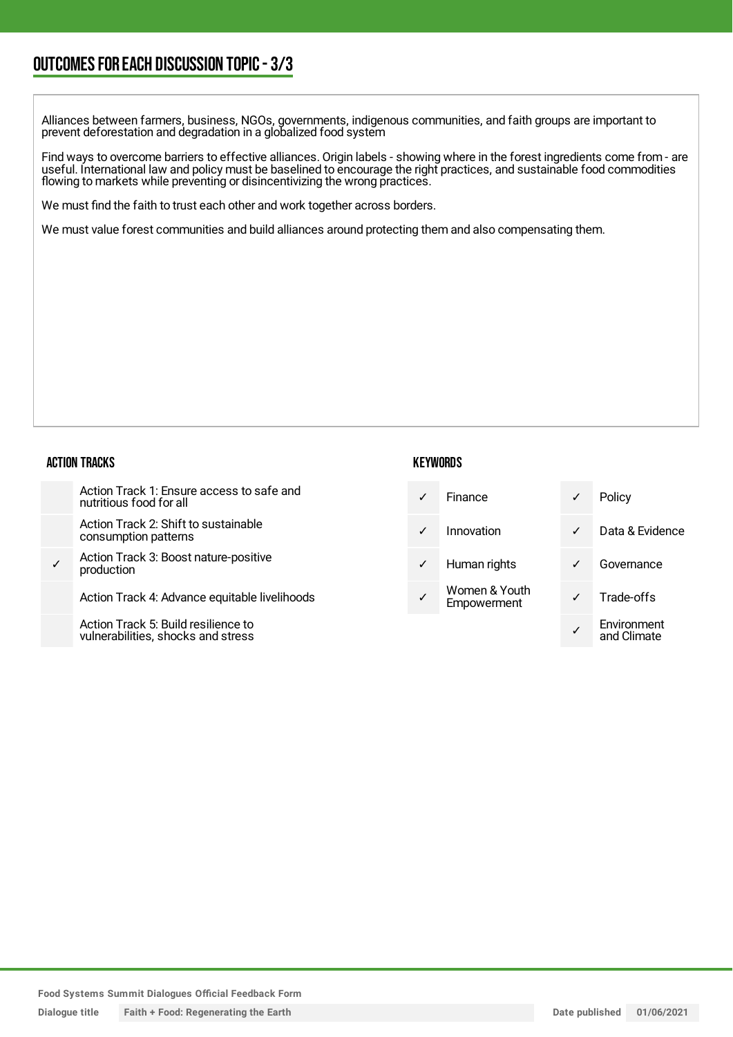## OUTCOMES FOR EACH DISCUSSION TOPIC - 3/3

Alliances between farmers, business, NGOs, governments, indigenous communities, and faith groups are important to prevent deforestation and degradation in a globalized food system

Find ways to overcome barriers to effective alliances. Origin labels - showing where in the forest ingredients come from - are useful. International law and policy must be baselined to encourage the right practices, and sustainable food commodities flowing to markets while preventing or disincentivizing the wrong practices.

We must find the faith to trust each other and work together across borders.

We must value forest communities and build alliances around protecting them and also compensating them.

### ACTION TRACKS

| | |
|---|---|
| | Action Track 1: Ensure access to safe and nutritious food for all |
| | Action Track 2: Shift to sustainable consumption patterns |
| ✓ | Action Track 3: Boost nature-positive production |
| | Action Track 4: Advance equitable livelihoods |
| | Action Track 5: Build resilience to vulnerabilities, shocks and stress |

### KEYWORDS

| | | | |
|---|---|---|---|
| ✓ | Finance | ✓ | Policy |
| ✓ | Innovation | ✓ | Data & Evidence |
| ✓ | Human rights | ✓ | Governance |
| ✓ | Women & Youth Empowerment | ✓ | Trade-offs |
| | | ✓ | Environment and Climate |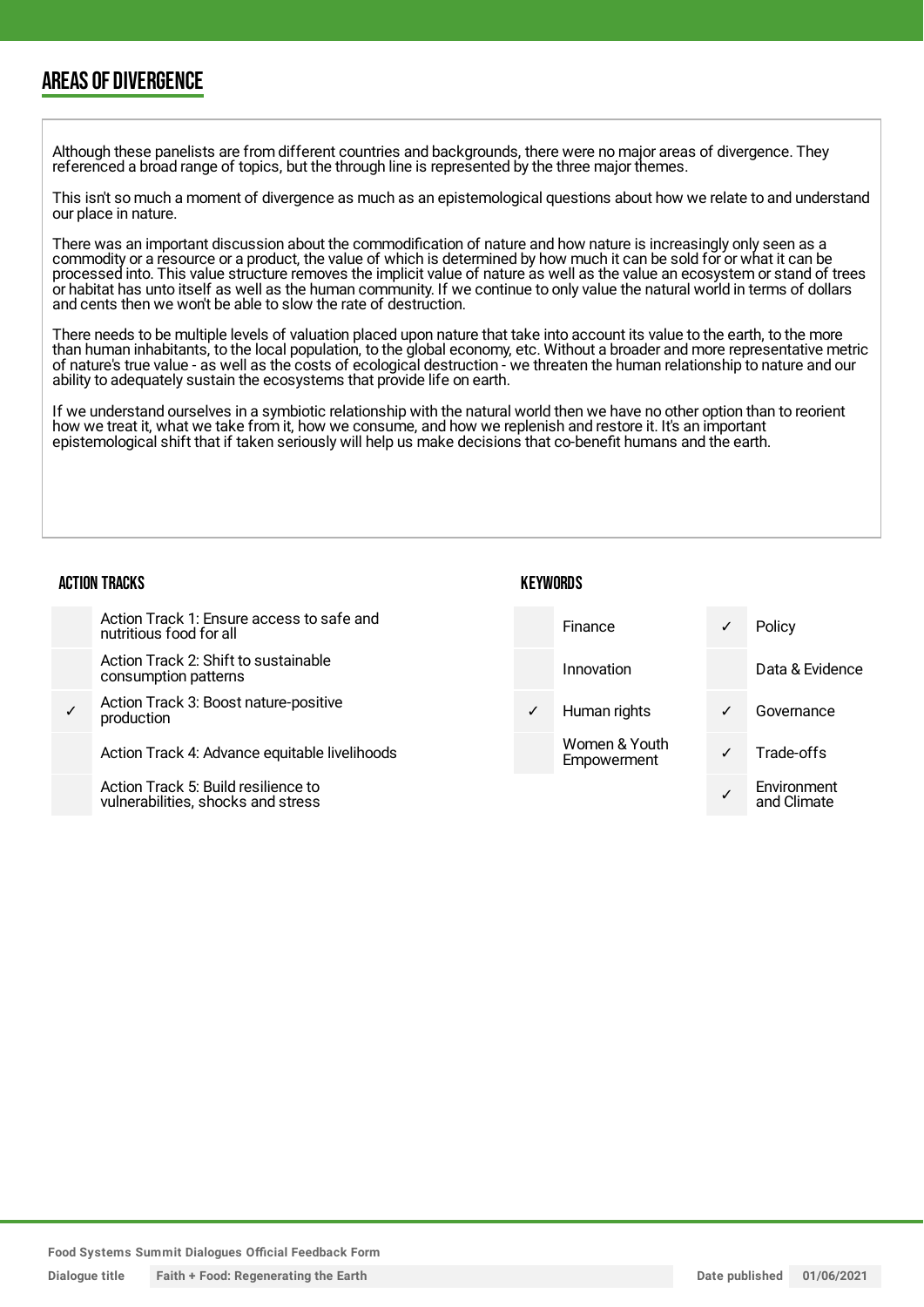## AREAS OF DIVERGENCE

Although these panelists are from different countries and backgrounds, there were no major areas of divergence. They referenced a broad range of topics, but the through line is represented by the three major themes.

This isn't so much a moment of divergence as much as an epistemological questions about how we relate to and understand our place in nature.

There was an important discussion about the commodification of nature and how nature is increasingly only seen as a commodity or a resource or a product, the value of which is determined by how much it can be sold for or what it can be processed into. This value structure removes the implicit value of nature as well as the value an ecosystem or stand of trees or habitat has unto itself as well as the human community. If we continue to only value the natural world in terms of dollars and cents then we won't be able to slow the rate of destruction.

There needs to be multiple levels of valuation placed upon nature that take into account its value to the earth, to the more than human inhabitants, to the local population, to the global economy, etc. Without a broader and more representative metric of nature's true value - as well as the costs of ecological destruction - we threaten the human relationship to nature and our ability to adequately sustain the ecosystems that provide life on earth.

If we understand ourselves in a symbiotic relationship with the natural world then we have no other option than to reorient how we treat it, what we take from it, how we consume, and how we replenish and restore it. It's an important epistemological shift that if taken seriously will help us make decisions that co-benefit humans and the earth.

### ACTION TRACKS

| | |
|---|---|
| | Action Track 1: Ensure access to safe and nutritious food for all |
| | Action Track 2: Shift to sustainable consumption patterns |
| ✓ | Action Track 3: Boost nature-positive production |
| | Action Track 4: Advance equitable livelihoods |
| | Action Track 5: Build resilience to vulnerabilities, shocks and stress |

### KEYWORDS

| | | | |
|---|---|---|---|
| | Finance | ✓ | Policy |
| | Innovation | | Data & Evidence |
| ✓ | Human rights | ✓ | Governance |
| | Women & Youth Empowerment | ✓ | Trade-offs |
| | | ✓ | Environment and Climate |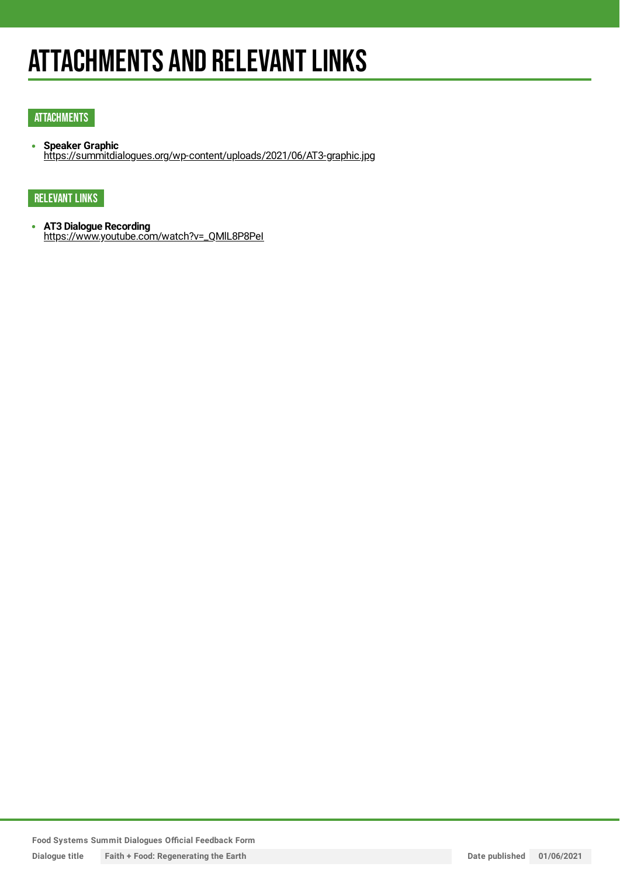# ATTACHMENTS AND RELEVANT LINKS

## ATTACHMENTS

- **Speaker Graphic**
  https://summitdialogues.org/wp-content/uploads/2021/06/AT3-graphic.jpg

## RELEVANT LINKS

- **AT3 Dialogue Recording**
  https://www.youtube.com/watch?v=_QMlL8P8PeI